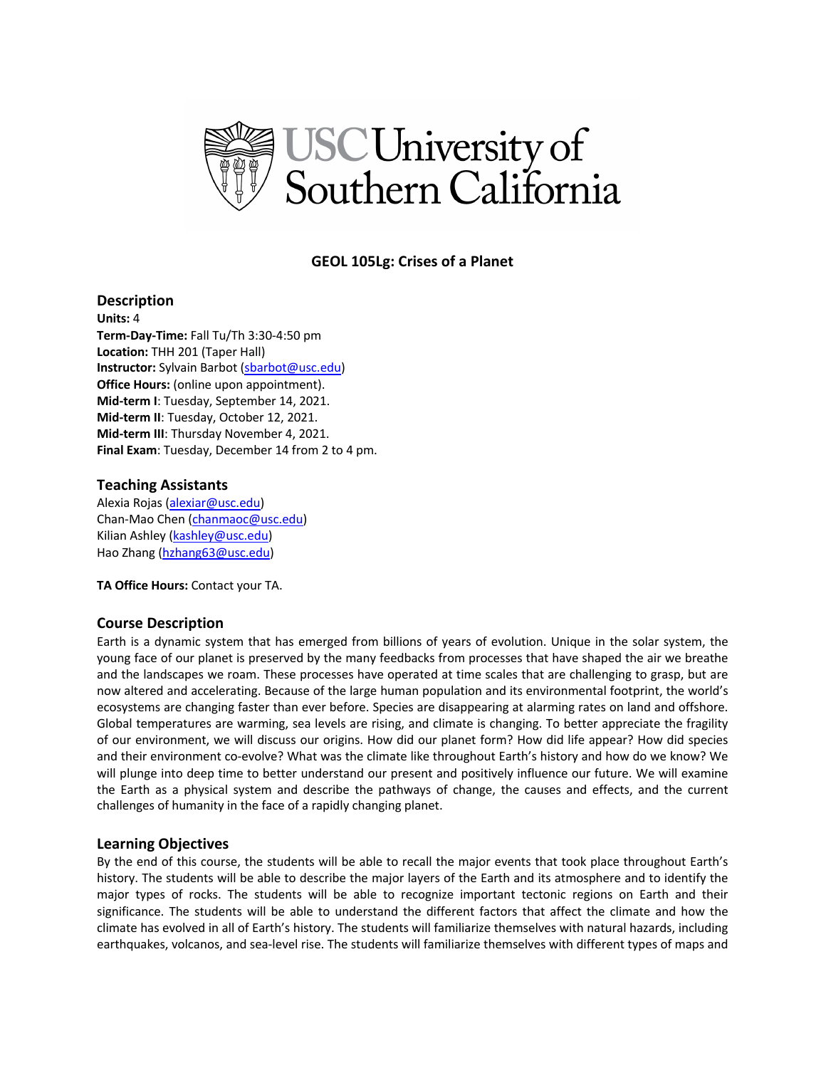# GEOL 105Lg: Crises of a Planet

## Description

**Units:** 4
**Term-Day-Time:** Fall Tu/Th 3:30-4:50 pm
**Location:** THH 201 (Taper Hall)
**Instructor:** Sylvain Barbot (sbarbot@usc.edu)
**Office Hours:** (online upon appointment).
**Mid-term I**: Tuesday, September 14, 2021.
**Mid-term II**: Tuesday, October 12, 2021.
**Mid-term III**: Thursday November 4, 2021.
**Final Exam**: Tuesday, December 14 from 2 to 4 pm.

## Teaching Assistants

Alexia Rojas (alexiar@usc.edu)
Chan-Mao Chen (chanmaoc@usc.edu)
Kilian Ashley (kashley@usc.edu)
Hao Zhang (hzhang63@usc.edu)

**TA Office Hours:** Contact your TA.

## Course Description

Earth is a dynamic system that has emerged from billions of years of evolution. Unique in the solar system, the young face of our planet is preserved by the many feedbacks from processes that have shaped the air we breathe and the landscapes we roam. These processes have operated at time scales that are challenging to grasp, but are now altered and accelerating. Because of the large human population and its environmental footprint, the world's ecosystems are changing faster than ever before. Species are disappearing at alarming rates on land and offshore. Global temperatures are warming, sea levels are rising, and climate is changing. To better appreciate the fragility of our environment, we will discuss our origins. How did our planet form? How did life appear? How did species and their environment co-evolve? What was the climate like throughout Earth's history and how do we know? We will plunge into deep time to better understand our present and positively influence our future. We will examine the Earth as a physical system and describe the pathways of change, the causes and effects, and the current challenges of humanity in the face of a rapidly changing planet.

## Learning Objectives

By the end of this course, the students will be able to recall the major events that took place throughout Earth's history. The students will be able to describe the major layers of the Earth and its atmosphere and to identify the major types of rocks. The students will be able to recognize important tectonic regions on Earth and their significance. The students will be able to understand the different factors that affect the climate and how the climate has evolved in all of Earth's history. The students will familiarize themselves with natural hazards, including earthquakes, volcanos, and sea-level rise. The students will familiarize themselves with different types of maps and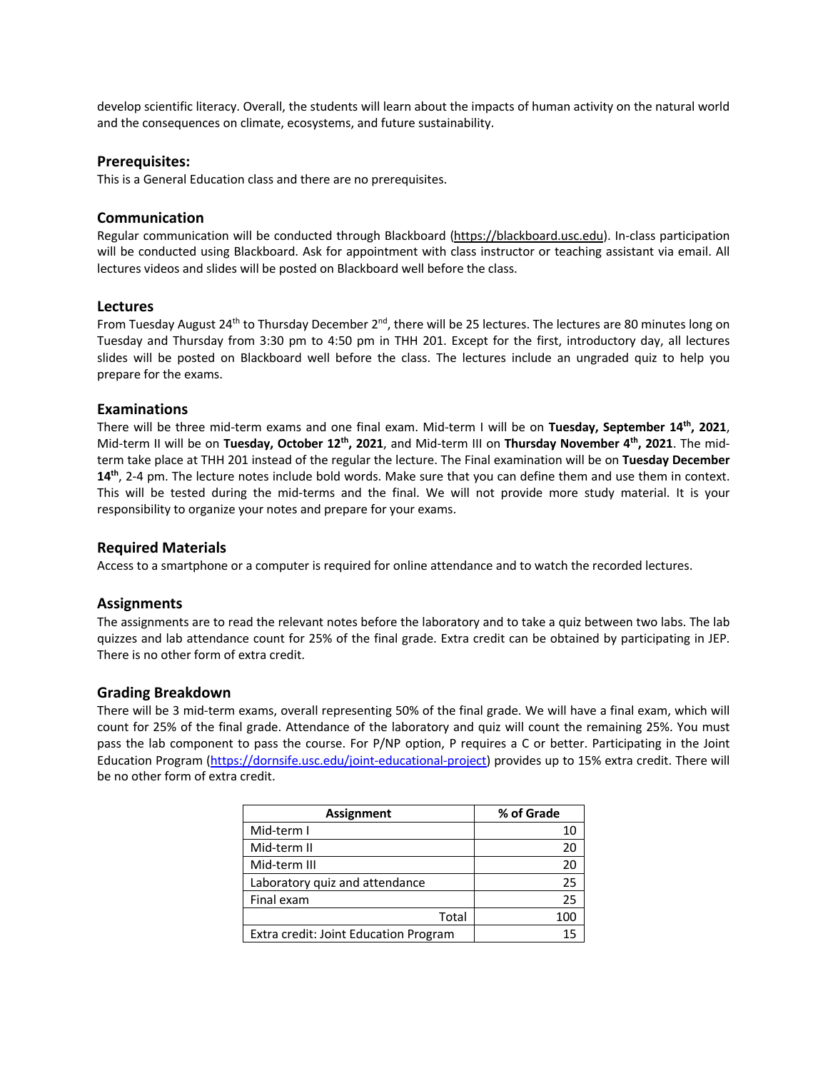develop scientific literacy. Overall, the students will learn about the impacts of human activity on the natural world and the consequences on climate, ecosystems, and future sustainability.

### Prerequisites:

This is a General Education class and there are no prerequisites.

### Communication

Regular communication will be conducted through Blackboard (https://blackboard.usc.edu). In-class participation will be conducted using Blackboard. Ask for appointment with class instructor or teaching assistant via email. All lectures videos and slides will be posted on Blackboard well before the class.

### Lectures

From Tuesday August 24th to Thursday December 2nd, there will be 25 lectures. The lectures are 80 minutes long on Tuesday and Thursday from 3:30 pm to 4:50 pm in THH 201. Except for the first, introductory day, all lectures slides will be posted on Blackboard well before the class. The lectures include an ungraded quiz to help you prepare for the exams.

### Examinations

There will be three mid-term exams and one final exam. Mid-term I will be on **Tuesday, September 14th, 2021**, Mid-term II will be on **Tuesday, October 12th, 2021**, and Mid-term III on **Thursday November 4th, 2021**. The mid-term take place at THH 201 instead of the regular the lecture. The Final examination will be on **Tuesday December 14th**, 2-4 pm. The lecture notes include bold words. Make sure that you can define them and use them in context. This will be tested during the mid-terms and the final. We will not provide more study material. It is your responsibility to organize your notes and prepare for your exams.

### Required Materials

Access to a smartphone or a computer is required for online attendance and to watch the recorded lectures.

### Assignments

The assignments are to read the relevant notes before the laboratory and to take a quiz between two labs. The lab quizzes and lab attendance count for 25% of the final grade. Extra credit can be obtained by participating in JEP. There is no other form of extra credit.

### Grading Breakdown

There will be 3 mid-term exams, overall representing 50% of the final grade. We will have a final exam, which will count for 25% of the final grade. Attendance of the laboratory and quiz will count the remaining 25%. You must pass the lab component to pass the course. For P/NP option, P requires a C or better. Participating in the Joint Education Program (https://dornsife.usc.edu/joint-educational-project) provides up to 15% extra credit. There will be no other form of extra credit.

| Assignment | % of Grade |
|---|---|
| Mid-term I | 10 |
| Mid-term II | 20 |
| Mid-term III | 20 |
| Laboratory quiz and attendance | 25 |
| Final exam | 25 |
| Total | 100 |
| Extra credit: Joint Education Program | 15 |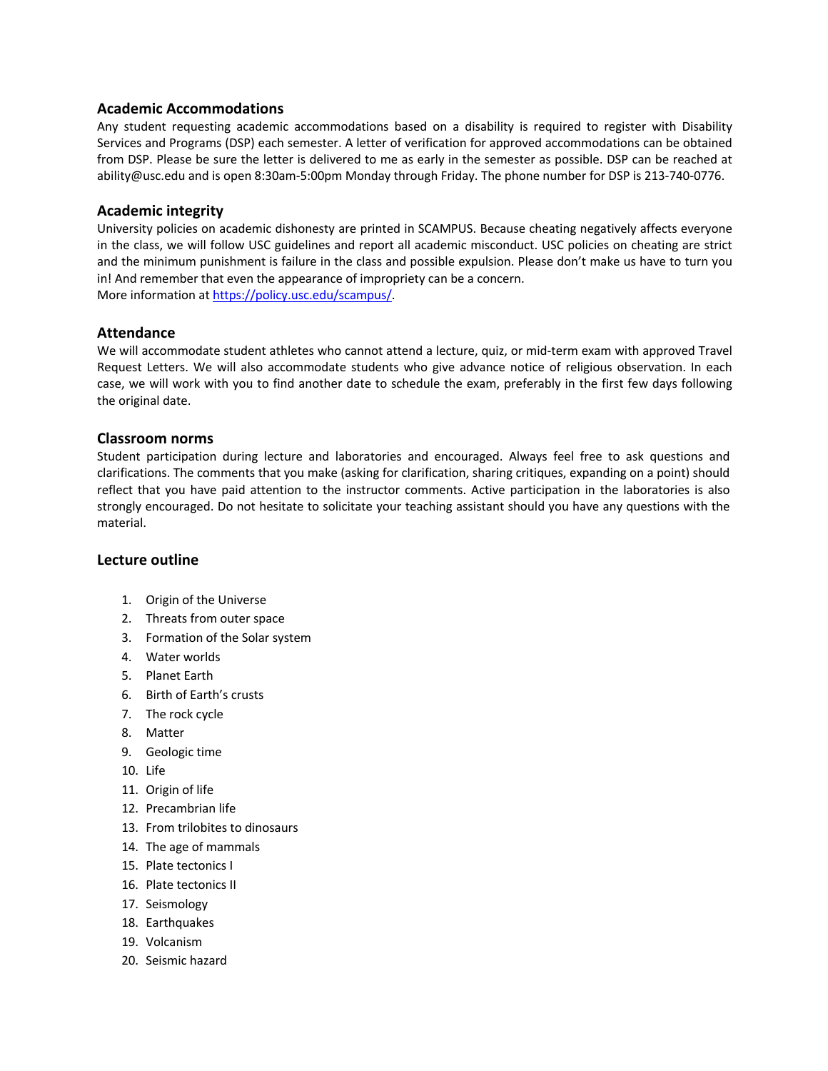## Academic Accommodations

Any student requesting academic accommodations based on a disability is required to register with Disability Services and Programs (DSP) each semester. A letter of verification for approved accommodations can be obtained from DSP. Please be sure the letter is delivered to me as early in the semester as possible. DSP can be reached at ability@usc.edu and is open 8:30am-5:00pm Monday through Friday. The phone number for DSP is 213-740-0776.

## Academic integrity

University policies on academic dishonesty are printed in SCAMPUS. Because cheating negatively affects everyone in the class, we will follow USC guidelines and report all academic misconduct. USC policies on cheating are strict and the minimum punishment is failure in the class and possible expulsion. Please don't make us have to turn you in! And remember that even the appearance of impropriety can be a concern.
More information at https://policy.usc.edu/scampus/.

## Attendance

We will accommodate student athletes who cannot attend a lecture, quiz, or mid-term exam with approved Travel Request Letters. We will also accommodate students who give advance notice of religious observation. In each case, we will work with you to find another date to schedule the exam, preferably in the first few days following the original date.

## Classroom norms

Student participation during lecture and laboratories and encouraged. Always feel free to ask questions and clarifications. The comments that you make (asking for clarification, sharing critiques, expanding on a point) should reflect that you have paid attention to the instructor comments. Active participation in the laboratories is also strongly encouraged. Do not hesitate to solicitate your teaching assistant should you have any questions with the material.

## Lecture outline

1. Origin of the Universe
2. Threats from outer space
3. Formation of the Solar system
4. Water worlds
5. Planet Earth
6. Birth of Earth's crusts
7. The rock cycle
8. Matter
9. Geologic time
10. Life
11. Origin of life
12. Precambrian life
13. From trilobites to dinosaurs
14. The age of mammals
15. Plate tectonics I
16. Plate tectonics II
17. Seismology
18. Earthquakes
19. Volcanism
20. Seismic hazard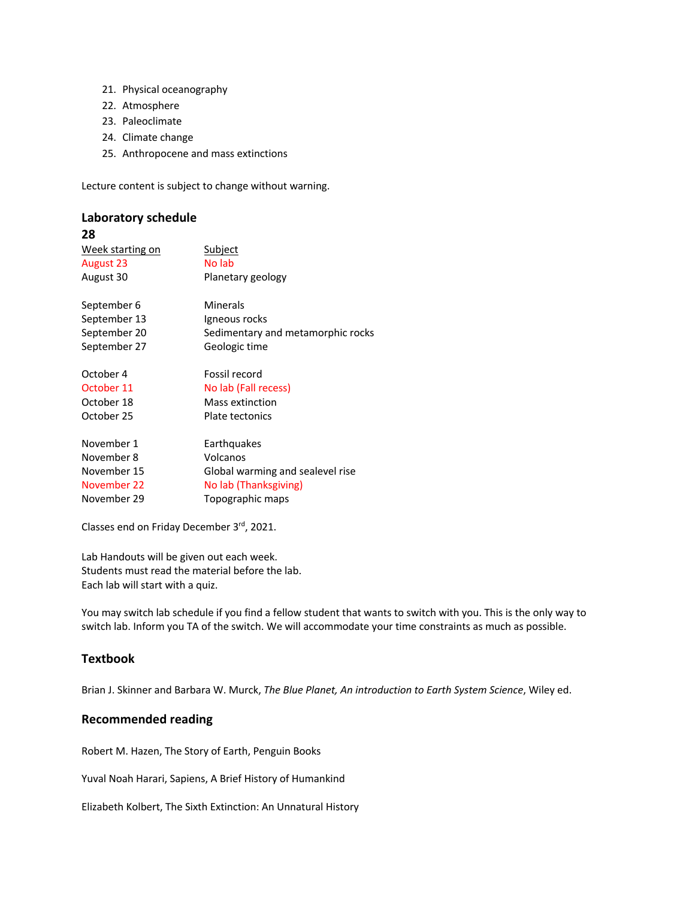21. Physical oceanography
22. Atmosphere
23. Paleoclimate
24. Climate change
25. Anthropocene and mass extinctions

Lecture content is subject to change without warning.

## Laboratory schedule

**28**

| Week starting on | Subject |
|---|---|
| August 23 | No lab |
| August 30 | Planetary geology |
| September 6 | Minerals |
| September 13 | Igneous rocks |
| September 20 | Sedimentary and metamorphic rocks |
| September 27 | Geologic time |
| October 4 | Fossil record |
| October 11 | No lab (Fall recess) |
| October 18 | Mass extinction |
| October 25 | Plate tectonics |
| November 1 | Earthquakes |
| November 8 | Volcanos |
| November 15 | Global warming and sealevel rise |
| November 22 | No lab (Thanksgiving) |
| November 29 | Topographic maps |

Classes end on Friday December 3rd, 2021.

Lab Handouts will be given out each week.
Students must read the material before the lab.
Each lab will start with a quiz.

You may switch lab schedule if you find a fellow student that wants to switch with you. This is the only way to switch lab. Inform you TA of the switch. We will accommodate your time constraints as much as possible.

## Textbook

Brian J. Skinner and Barbara W. Murck, *The Blue Planet, An introduction to Earth System Science*, Wiley ed.

## Recommended reading

Robert M. Hazen, The Story of Earth, Penguin Books

Yuval Noah Harari, Sapiens, A Brief History of Humankind

Elizabeth Kolbert, The Sixth Extinction: An Unnatural History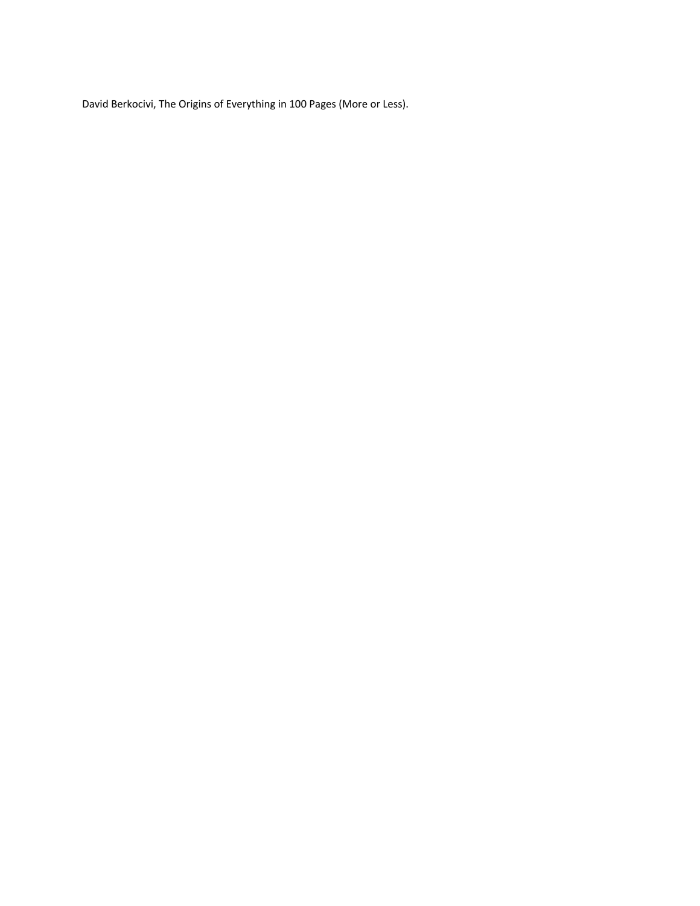David Berkocivi, The Origins of Everything in 100 Pages (More or Less).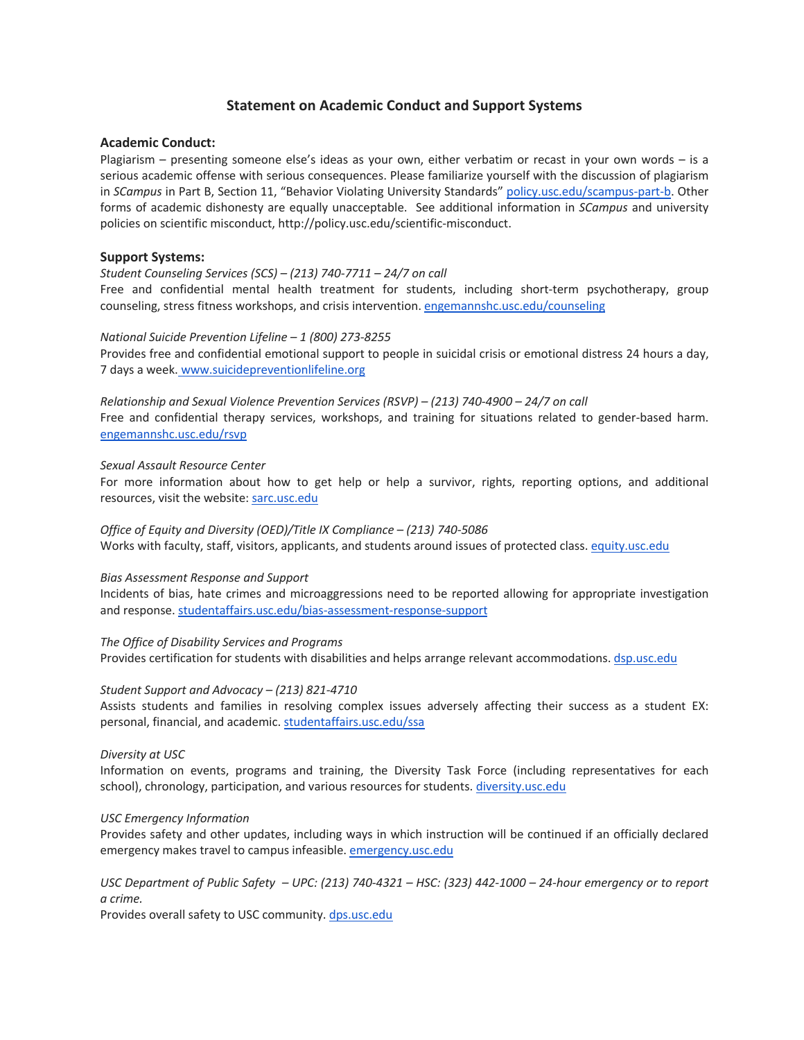## Statement on Academic Conduct and Support Systems

### Academic Conduct:

Plagiarism – presenting someone else's ideas as your own, either verbatim or recast in your own words – is a serious academic offense with serious consequences. Please familiarize yourself with the discussion of plagiarism in *SCampus* in Part B, Section 11, "Behavior Violating University Standards" policy.usc.edu/scampus-part-b. Other forms of academic dishonesty are equally unacceptable. See additional information in *SCampus* and university policies on scientific misconduct, http://policy.usc.edu/scientific-misconduct.

### Support Systems:

*Student Counseling Services (SCS) – (213) 740-7711 – 24/7 on call*
Free and confidential mental health treatment for students, including short-term psychotherapy, group counseling, stress fitness workshops, and crisis intervention. engemannshc.usc.edu/counseling

*National Suicide Prevention Lifeline – 1 (800) 273-8255*
Provides free and confidential emotional support to people in suicidal crisis or emotional distress 24 hours a day, 7 days a week. www.suicidepreventionlifeline.org

*Relationship and Sexual Violence Prevention Services (RSVP) – (213) 740-4900 – 24/7 on call*
Free and confidential therapy services, workshops, and training for situations related to gender-based harm. engemannshc.usc.edu/rsvp

*Sexual Assault Resource Center*
For more information about how to get help or help a survivor, rights, reporting options, and additional resources, visit the website: sarc.usc.edu

*Office of Equity and Diversity (OED)/Title IX Compliance – (213) 740-5086*
Works with faculty, staff, visitors, applicants, and students around issues of protected class. equity.usc.edu

*Bias Assessment Response and Support*
Incidents of bias, hate crimes and microaggressions need to be reported allowing for appropriate investigation and response. studentaffairs.usc.edu/bias-assessment-response-support

*The Office of Disability Services and Programs*
Provides certification for students with disabilities and helps arrange relevant accommodations. dsp.usc.edu

*Student Support and Advocacy – (213) 821-4710*
Assists students and families in resolving complex issues adversely affecting their success as a student EX: personal, financial, and academic. studentaffairs.usc.edu/ssa

*Diversity at USC*
Information on events, programs and training, the Diversity Task Force (including representatives for each school), chronology, participation, and various resources for students. diversity.usc.edu

*USC Emergency Information*
Provides safety and other updates, including ways in which instruction will be continued if an officially declared emergency makes travel to campus infeasible. emergency.usc.edu

*USC Department of Public Safety – UPC: (213) 740-4321 – HSC: (323) 442-1000 – 24-hour emergency or to report a crime.*
Provides overall safety to USC community. dps.usc.edu